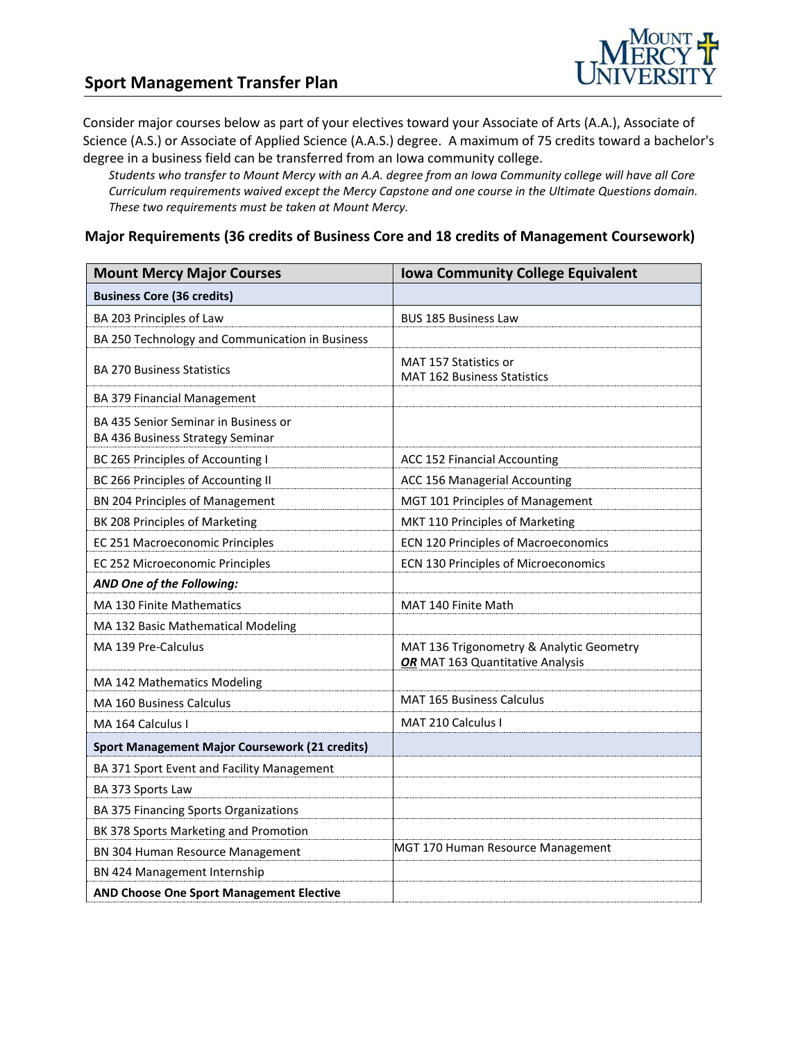# Sport Management Transfer Plan

Consider major courses below as part of your electives toward your Associate of Arts (A.A.), Associate of Science (A.S.) or Associate of Applied Science (A.A.S.) degree. A maximum of 75 credits toward a bachelor's degree in a business field can be transferred from an Iowa community college.

*Students who transfer to Mount Mercy with an A.A. degree from an Iowa Community college will have all Core Curriculum requirements waived except the Mercy Capstone and one course in the Ultimate Questions domain. These two requirements must be taken at Mount Mercy.*

## Major Requirements (36 credits of Business Core and 18 credits of Management Coursework)

| Mount Mercy Major Courses | Iowa Community College Equivalent |
|---|---|
| **Business Core (36 credits)** | |
| BA 203 Principles of Law | BUS 185 Business Law |
| BA 250 Technology and Communication in Business | |
| BA 270 Business Statistics | MAT 157 Statistics or MAT 162 Business Statistics |
| BA 379 Financial Management | |
| BA 435 Senior Seminar in Business or BA 436 Business Strategy Seminar | |
| BC 265 Principles of Accounting I | ACC 152 Financial Accounting |
| BC 266 Principles of Accounting II | ACC 156 Managerial Accounting |
| BN 204 Principles of Management | MGT 101 Principles of Management |
| BK 208 Principles of Marketing | MKT 110 Principles of Marketing |
| EC 251 Macroeconomic Principles | ECN 120 Principles of Macroeconomics |
| EC 252 Microeconomic Principles | ECN 130 Principles of Microeconomics |
| ***AND One of the Following:*** | |
| MA 130 Finite Mathematics | MAT 140 Finite Math |
| MA 132 Basic Mathematical Modeling | |
| MA 139 Pre-Calculus | MAT 136 Trigonometry & Analytic Geometry ***OR*** MAT 163 Quantitative Analysis |
| MA 142 Mathematics Modeling | |
| MA 160 Business Calculus | MAT 165 Business Calculus |
| MA 164 Calculus I | MAT 210 Calculus I |
| **Sport Management Major Coursework (21 credits)** | |
| BA 371 Sport Event and Facility Management | |
| BA 373 Sports Law | |
| BA 375 Financing Sports Organizations | |
| BK 378 Sports Marketing and Promotion | |
| BN 304 Human Resource Management | MGT 170 Human Resource Management |
| BN 424 Management Internship | |
| **AND Choose One Sport Management Elective** | |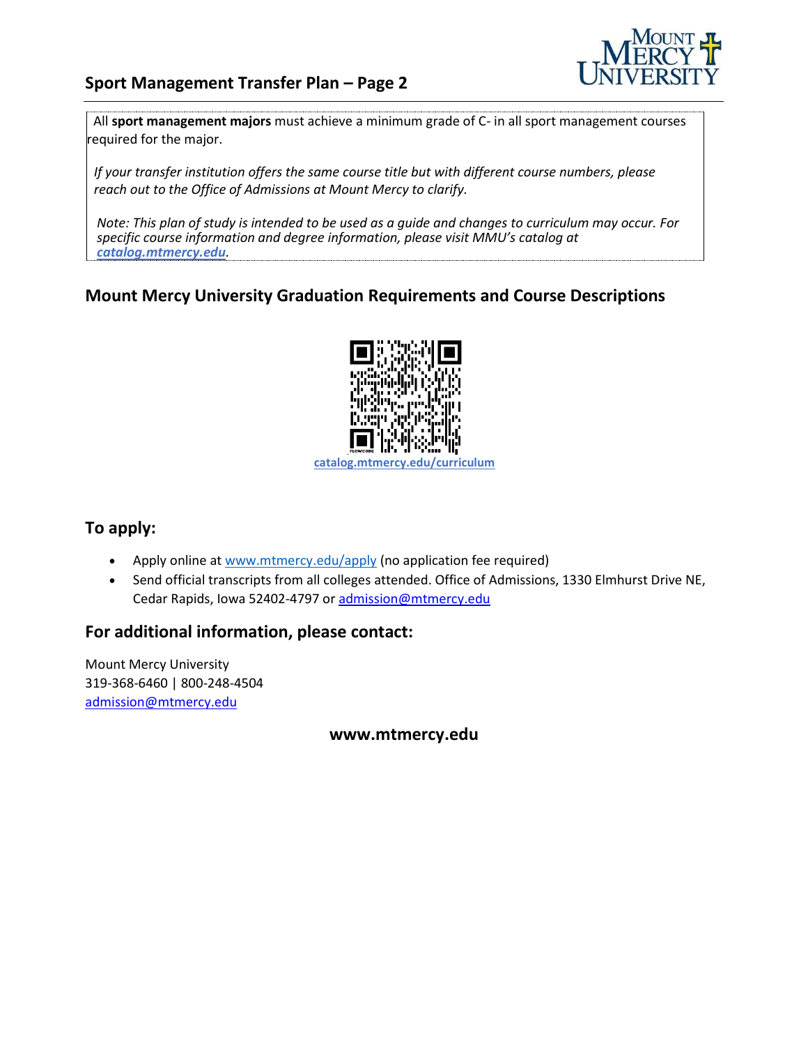## Sport Management Transfer Plan – Page 2

All **sport management majors** must achieve a minimum grade of C- in all sport management courses required for the major.

*If your transfer institution offers the same course title but with different course numbers, please reach out to the Office of Admissions at Mount Mercy to clarify.*

*Note: This plan of study is intended to be used as a guide and changes to curriculum may occur. For specific course information and degree information, please visit MMU's catalog at* ***catalog.mtmercy.edu****.*

## Mount Mercy University Graduation Requirements and Course Descriptions

**catalog.mtmercy.edu/curriculum**

## To apply:

- Apply online at www.mtmercy.edu/apply (no application fee required)
- Send official transcripts from all colleges attended. Office of Admissions, 1330 Elmhurst Drive NE, Cedar Rapids, Iowa 52402-4797 or admission@mtmercy.edu

## For additional information, please contact:

Mount Mercy University
319-368-6460 | 800-248-4504
admission@mtmercy.edu

**www.mtmercy.edu**